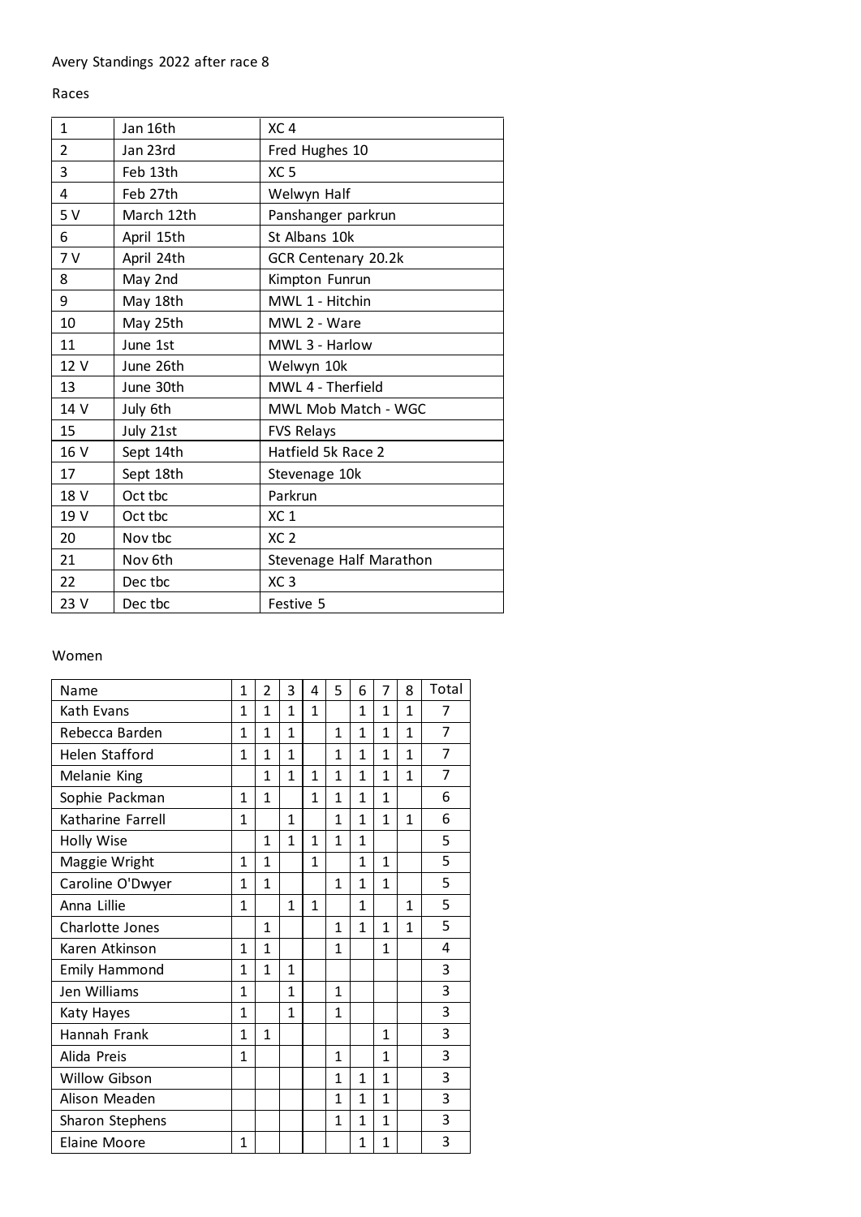Avery Standings 2022 after race 8

Races

| | | |
|---|---|---|
| 1 | Jan 16th | XC 4 |
| 2 | Jan 23rd | Fred Hughes 10 |
| 3 | Feb 13th | XC 5 |
| 4 | Feb 27th | Welwyn Half |
| 5 V | March 12th | Panshanger parkrun |
| 6 | April 15th | St Albans 10k |
| 7 V | April 24th | GCR Centenary 20.2k |
| 8 | May 2nd | Kimpton Funrun |
| 9 | May 18th | MWL 1 - Hitchin |
| 10 | May 25th | MWL 2 - Ware |
| 11 | June 1st | MWL 3 - Harlow |
| 12 V | June 26th | Welwyn 10k |
| 13 | June 30th | MWL 4 - Therfield |
| 14 V | July 6th | MWL Mob Match - WGC |
| 15 | July 21st | FVS Relays |
| 16 V | Sept 14th | Hatfield 5k Race 2 |
| 17 | Sept 18th | Stevenage 10k |
| 18 V | Oct tbc | Parkrun |
| 19 V | Oct tbc | XC 1 |
| 20 | Nov tbc | XC 2 |
| 21 | Nov 6th | Stevenage Half Marathon |
| 22 | Dec tbc | XC 3 |
| 23 V | Dec tbc | Festive 5 |

Women

| Name | 1 | 2 | 3 | 4 | 5 | 6 | 7 | 8 | Total |
|---|---|---|---|---|---|---|---|---|---|
| Kath Evans | 1 | 1 | 1 | 1 | | 1 | 1 | 1 | 7 |
| Rebecca Barden | 1 | 1 | 1 | | 1 | 1 | 1 | 1 | 7 |
| Helen Stafford | 1 | 1 | 1 | | 1 | 1 | 1 | 1 | 7 |
| Melanie King | | 1 | 1 | 1 | 1 | 1 | 1 | 1 | 7 |
| Sophie Packman | 1 | 1 | | 1 | 1 | 1 | 1 | | 6 |
| Katharine Farrell | 1 | | 1 | | 1 | 1 | 1 | 1 | 6 |
| Holly Wise | | 1 | 1 | 1 | 1 | 1 | | | 5 |
| Maggie Wright | 1 | 1 | | 1 | | 1 | 1 | | 5 |
| Caroline O'Dwyer | 1 | 1 | | | 1 | 1 | 1 | | 5 |
| Anna Lillie | 1 | | 1 | 1 | | 1 | | 1 | 5 |
| Charlotte Jones | | 1 | | | 1 | 1 | 1 | 1 | 5 |
| Karen Atkinson | 1 | 1 | | | 1 | | 1 | | 4 |
| Emily Hammond | 1 | 1 | 1 | | | | | | 3 |
| Jen Williams | 1 | | 1 | | 1 | | | | 3 |
| Katy Hayes | 1 | | 1 | | 1 | | | | 3 |
| Hannah Frank | 1 | 1 | | | | | 1 | | 3 |
| Alida Preis | 1 | | | | 1 | | 1 | | 3 |
| Willow Gibson | | | | | 1 | 1 | 1 | | 3 |
| Alison Meaden | | | | | 1 | 1 | 1 | | 3 |
| Sharon Stephens | | | | | 1 | 1 | 1 | | 3 |
| Elaine Moore | 1 | | | | | 1 | 1 | | 3 |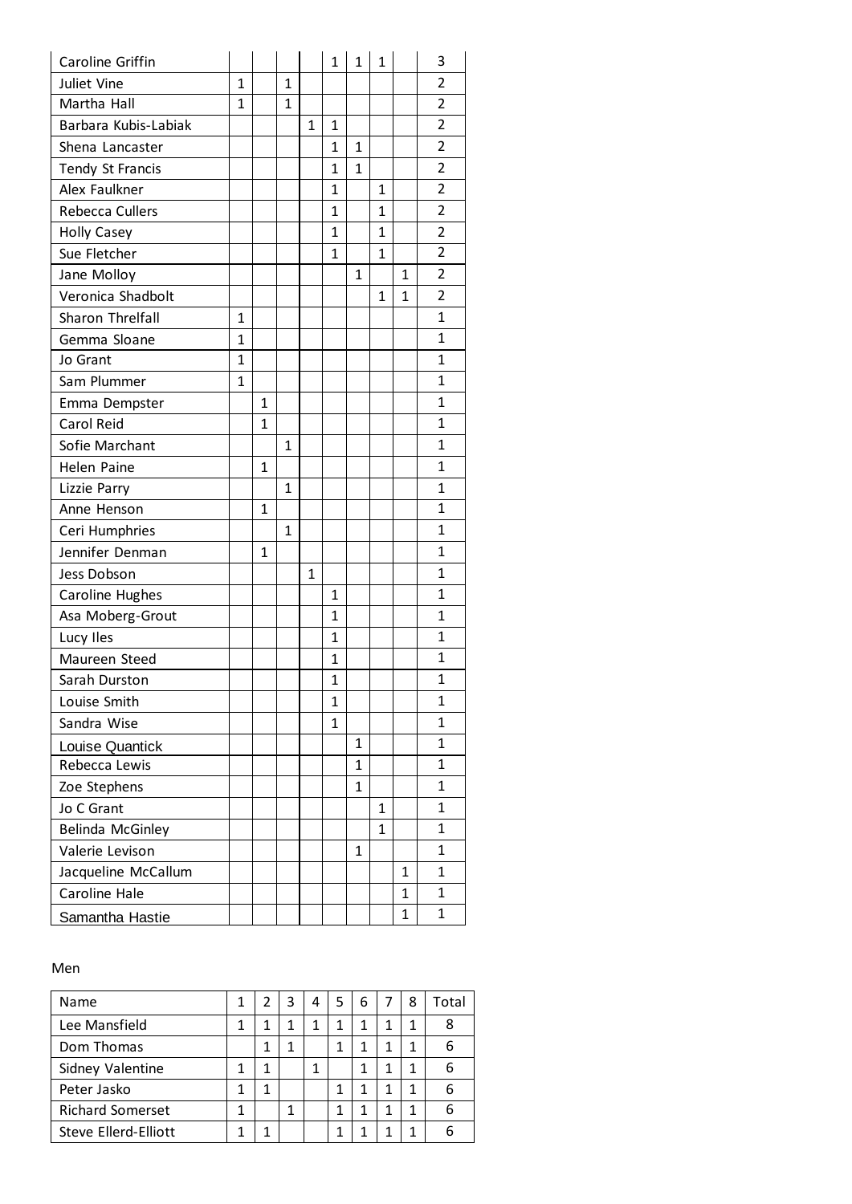| | | | | | | | | | |
|---|---|---|---|---|---|---|---|---|---|
| Caroline Griffin | | | | | 1 | 1 | 1 | | 3 |
| Juliet Vine | 1 | | 1 | | | | | | 2 |
| Martha Hall | 1 | | 1 | | | | | | 2 |
| Barbara Kubis-Labiak | | | | 1 | 1 | | | | 2 |
| Shena Lancaster | | | | | 1 | 1 | | | 2 |
| Tendy St Francis | | | | | 1 | 1 | | | 2 |
| Alex Faulkner | | | | | 1 | | 1 | | 2 |
| Rebecca Cullers | | | | | 1 | | 1 | | 2 |
| Holly Casey | | | | | 1 | | 1 | | 2 |
| Sue Fletcher | | | | | 1 | | 1 | | 2 |
| Jane Molloy | | | | | | 1 | | 1 | 2 |
| Veronica Shadbolt | | | | | | | 1 | 1 | 2 |
| Sharon Threlfall | 1 | | | | | | | | 1 |
| Gemma Sloane | 1 | | | | | | | | 1 |
| Jo Grant | 1 | | | | | | | | 1 |
| Sam Plummer | 1 | | | | | | | | 1 |
| Emma Dempster | | 1 | | | | | | | 1 |
| Carol Reid | | 1 | | | | | | | 1 |
| Sofie Marchant | | | 1 | | | | | | 1 |
| Helen Paine | | 1 | | | | | | | 1 |
| Lizzie Parry | | | 1 | | | | | | 1 |
| Anne Henson | | 1 | | | | | | | 1 |
| Ceri Humphries | | | 1 | | | | | | 1 |
| Jennifer Denman | | 1 | | | | | | | 1 |
| Jess Dobson | | | | 1 | | | | | 1 |
| Caroline Hughes | | | | | 1 | | | | 1 |
| Asa Moberg-Grout | | | | | 1 | | | | 1 |
| Lucy Iles | | | | | 1 | | | | 1 |
| Maureen Steed | | | | | 1 | | | | 1 |
| Sarah Durston | | | | | 1 | | | | 1 |
| Louise Smith | | | | | 1 | | | | 1 |
| Sandra Wise | | | | | 1 | | | | 1 |
| Louise Quantick | | | | | | 1 | | | 1 |
| Rebecca Lewis | | | | | | 1 | | | 1 |
| Zoe Stephens | | | | | | 1 | | | 1 |
| Jo C Grant | | | | | | | 1 | | 1 |
| Belinda McGinley | | | | | | | 1 | | 1 |
| Valerie Levison | | | | | | 1 | | | 1 |
| Jacqueline McCallum | | | | | | | | 1 | 1 |
| Caroline Hale | | | | | | | | 1 | 1 |
| Samantha Hastie | | | | | | | | 1 | 1 |

Men

| Name | 1 | 2 | 3 | 4 | 5 | 6 | 7 | 8 | Total |
|---|---|---|---|---|---|---|---|---|---|
| Lee Mansfield | 1 | 1 | 1 | 1 | 1 | 1 | 1 | 1 | 8 |
| Dom Thomas | | 1 | 1 | | 1 | 1 | 1 | 1 | 6 |
| Sidney Valentine | 1 | 1 | | 1 | | 1 | 1 | 1 | 6 |
| Peter Jasko | 1 | 1 | | | 1 | 1 | 1 | 1 | 6 |
| Richard Somerset | 1 | | 1 | | 1 | 1 | 1 | 1 | 6 |
| Steve Ellerd-Elliott | 1 | 1 | | | 1 | 1 | 1 | 1 | 6 |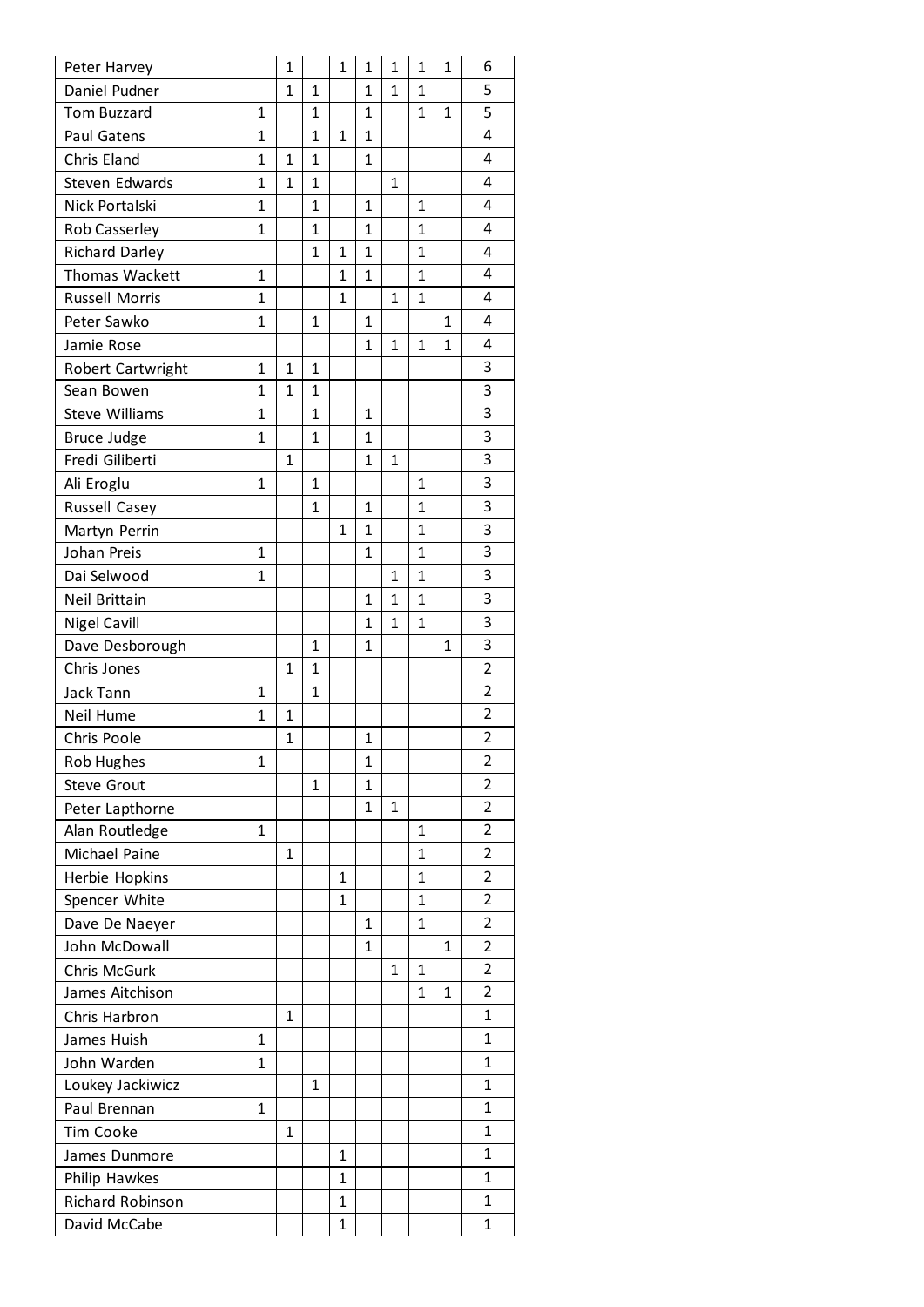| | | | | | | | | | |
|---|---|---|---|---|---|---|---|---|---|
| Peter Harvey | | 1 | | 1 | 1 | 1 | 1 | 1 | 6 |
| Daniel Pudner | | 1 | 1 | | 1 | 1 | 1 | | 5 |
| Tom Buzzard | 1 | | 1 | | 1 | | 1 | 1 | 5 |
| Paul Gatens | 1 | | 1 | 1 | 1 | | | | 4 |
| Chris Eland | 1 | 1 | 1 | | 1 | | | | 4 |
| Steven Edwards | 1 | 1 | 1 | | | 1 | | | 4 |
| Nick Portalski | 1 | | 1 | | 1 | | 1 | | 4 |
| Rob Casserley | 1 | | 1 | | 1 | | 1 | | 4 |
| Richard Darley | | | 1 | 1 | 1 | | 1 | | 4 |
| Thomas Wackett | 1 | | | 1 | 1 | | 1 | | 4 |
| Russell Morris | 1 | | | 1 | | 1 | 1 | | 4 |
| Peter Sawko | 1 | | 1 | | 1 | | | 1 | 4 |
| Jamie Rose | | | | | 1 | 1 | 1 | 1 | 4 |
| Robert Cartwright | 1 | 1 | 1 | | | | | | 3 |
| Sean Bowen | 1 | 1 | 1 | | | | | | 3 |
| Steve Williams | 1 | | 1 | | 1 | | | | 3 |
| Bruce Judge | 1 | | 1 | | 1 | | | | 3 |
| Fredi Giliberti | | 1 | | | 1 | 1 | | | 3 |
| Ali Eroglu | 1 | | 1 | | | | 1 | | 3 |
| Russell Casey | | | 1 | | 1 | | 1 | | 3 |
| Martyn Perrin | | | | 1 | 1 | | 1 | | 3 |
| Johan Preis | 1 | | | | 1 | | 1 | | 3 |
| Dai Selwood | 1 | | | | | 1 | 1 | | 3 |
| Neil Brittain | | | | | 1 | 1 | 1 | | 3 |
| Nigel Cavill | | | | | 1 | 1 | 1 | | 3 |
| Dave Desborough | | | 1 | | 1 | | | 1 | 3 |
| Chris Jones | | 1 | 1 | | | | | | 2 |
| Jack Tann | 1 | | 1 | | | | | | 2 |
| Neil Hume | 1 | 1 | | | | | | | 2 |
| Chris Poole | | 1 | | | 1 | | | | 2 |
| Rob Hughes | 1 | | | | 1 | | | | 2 |
| Steve Grout | | | 1 | | 1 | | | | 2 |
| Peter Lapthorne | | | | | 1 | 1 | | | 2 |
| Alan Routledge | 1 | | | | | | 1 | | 2 |
| Michael Paine | | 1 | | | | | 1 | | 2 |
| Herbie Hopkins | | | | 1 | | | 1 | | 2 |
| Spencer White | | | | 1 | | | 1 | | 2 |
| Dave De Naeyer | | | | | 1 | | 1 | | 2 |
| John McDowall | | | | | 1 | | | 1 | 2 |
| Chris McGurk | | | | | | 1 | 1 | | 2 |
| James Aitchison | | | | | | | 1 | 1 | 2 |
| Chris Harbron | | 1 | | | | | | | 1 |
| James Huish | 1 | | | | | | | | 1 |
| John Warden | 1 | | | | | | | | 1 |
| Loukey Jackiewicz | | | 1 | | | | | | 1 |
| Paul Brennan | 1 | | | | | | | | 1 |
| Tim Cooke | | 1 | | | | | | | 1 |
| James Dunmore | | | | 1 | | | | | 1 |
| Philip Hawkes | | | | 1 | | | | | 1 |
| Richard Robinson | | | | 1 | | | | | 1 |
| David McCabe | | | | 1 | | | | | 1 |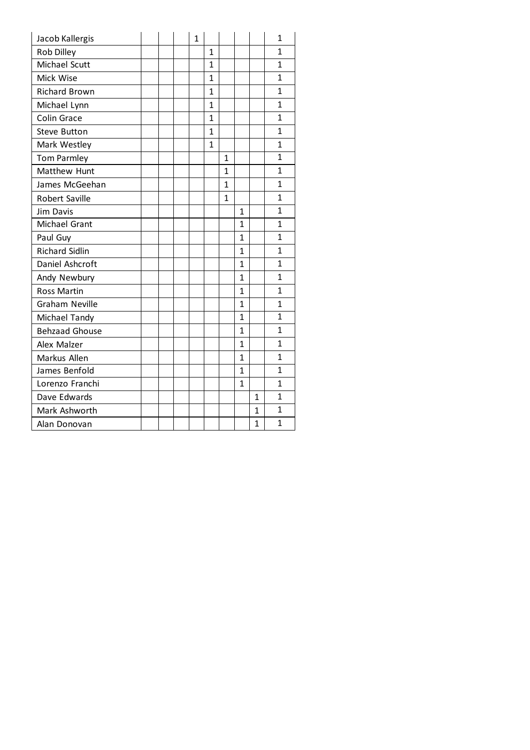| | | | | | | | | | |
|---|---|---|---|---|---|---|---|---|---|
| Jacob Kallergis | | | | 1 | | | | | 1 |
| Rob Dilley | | | | | 1 | | | | 1 |
| Michael Scutt | | | | | 1 | | | | 1 |
| Mick Wise | | | | | 1 | | | | 1 |
| Richard Brown | | | | | 1 | | | | 1 |
| Michael Lynn | | | | | 1 | | | | 1 |
| Colin Grace | | | | | 1 | | | | 1 |
| Steve Button | | | | | 1 | | | | 1 |
| Mark Westley | | | | | 1 | | | | 1 |
| Tom Parmley | | | | | | 1 | | | 1 |
| Matthew Hunt | | | | | | 1 | | | 1 |
| James McGeehan | | | | | | 1 | | | 1 |
| Robert Saville | | | | | | 1 | | | 1 |
| Jim Davis | | | | | | | 1 | | 1 |
| Michael Grant | | | | | | | 1 | | 1 |
| Paul Guy | | | | | | | 1 | | 1 |
| Richard Sidlin | | | | | | | 1 | | 1 |
| Daniel Ashcroft | | | | | | | 1 | | 1 |
| Andy Newbury | | | | | | | 1 | | 1 |
| Ross Martin | | | | | | | 1 | | 1 |
| Graham Neville | | | | | | | 1 | | 1 |
| Michael Tandy | | | | | | | 1 | | 1 |
| Behzaad Ghouse | | | | | | | 1 | | 1 |
| Alex Malzer | | | | | | | 1 | | 1 |
| Markus Allen | | | | | | | 1 | | 1 |
| James Benfold | | | | | | | 1 | | 1 |
| Lorenzo Franchi | | | | | | | 1 | | 1 |
| Dave Edwards | | | | | | | | 1 | 1 |
| Mark Ashworth | | | | | | | | 1 | 1 |
| Alan Donovan | | | | | | | | 1 | 1 |